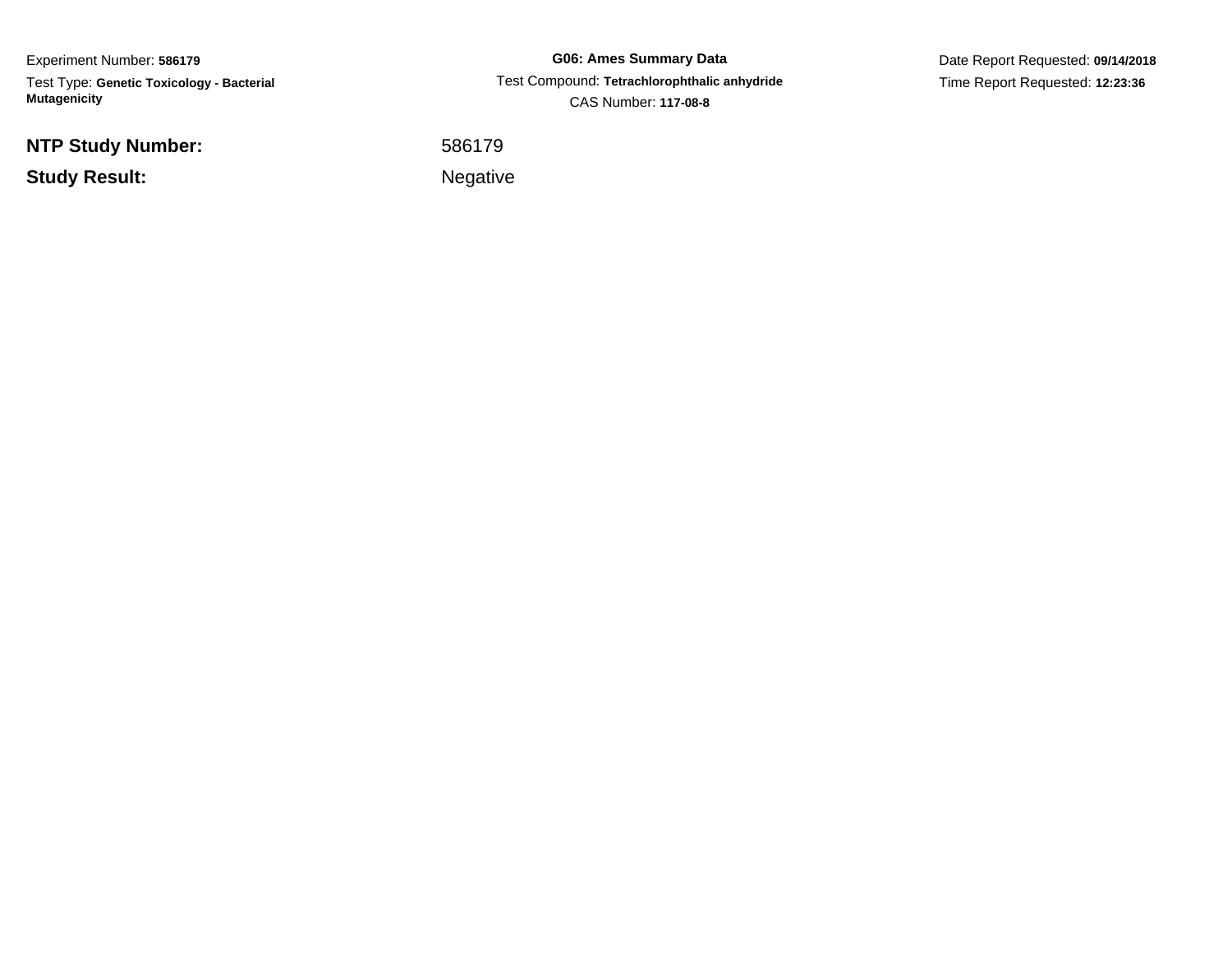Experiment Number: **586179**

Test Type: **Genetic Toxicology - Bacterial Mutagenicity**

**G06: Ames Summary Data**

Test Compound: **Tetrachlorophthalic anhydride**

CAS Number: **117-08-8**

Date Report Requested: **09/14/2018**

Time Report Requested: **12:23:36**

**NTP Study Number:** 586179

**Study Result:** Negative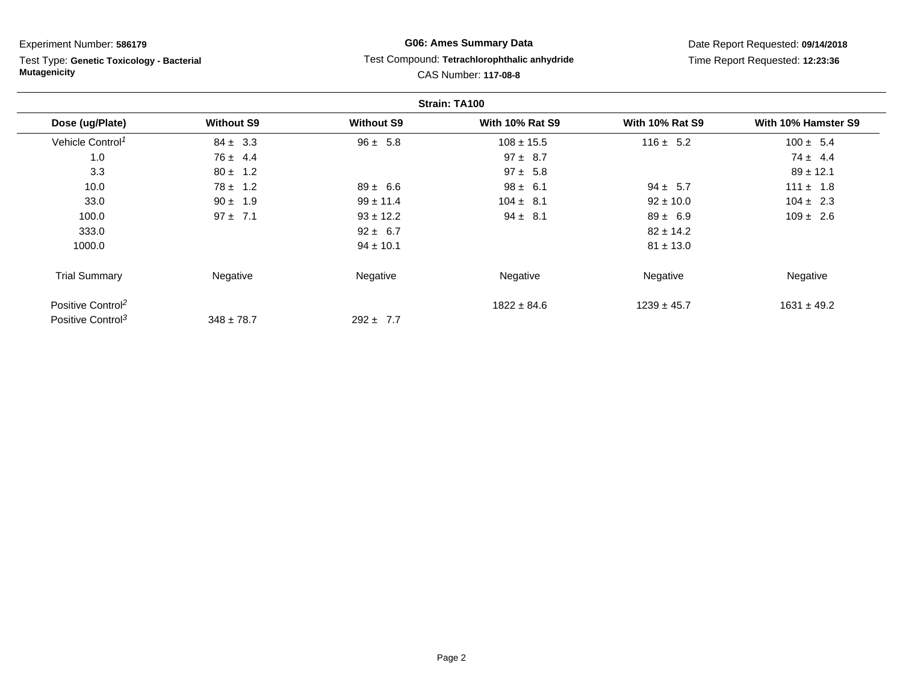Experiment Number: **586179**

Test Type: **Genetic Toxicology - Bacterial Mutagenicity**

**G06: Ames Summary Data**

Test Compound: **Tetrachlorophthalic anhydride**

CAS Number: **117-08-8**

Date Report Requested: **09/14/2018**

Time Report Requested: **12:23:36**

**Strain: TA100**

| Dose (ug/Plate) | Without S9 | Without S9 | With 10% Rat S9 | With 10% Rat S9 | With 10% Hamster S9 |
|---|---|---|---|---|---|
| Vehicle Control[1] | 84 ± 3.3 | 96 ± 5.8 | 108 ± 15.5 | 116 ± 5.2 | 100 ± 5.4 |
| 1.0 | 76 ± 4.4 | | 97 ± 8.7 | | 74 ± 4.4 |
| 3.3 | 80 ± 1.2 | | 97 ± 5.8 | | 89 ± 12.1 |
| 10.0 | 78 ± 1.2 | 89 ± 6.6 | 98 ± 6.1 | 94 ± 5.7 | 111 ± 1.8 |
| 33.0 | 90 ± 1.9 | 99 ± 11.4 | 104 ± 8.1 | 92 ± 10.0 | 104 ± 2.3 |
| 100.0 | 97 ± 7.1 | 93 ± 12.2 | 94 ± 8.1 | 89 ± 6.9 | 109 ± 2.6 |
| 333.0 | | 92 ± 6.7 | | 82 ± 14.2 | |
| 1000.0 | | 94 ± 10.1 | | 81 ± 13.0 | |
| Trial Summary | Negative | Negative | Negative | Negative | Negative |
| Positive Control[2] | | | 1822 ± 84.6 | 1239 ± 45.7 | 1631 ± 49.2 |
| Positive Control[3] | 348 ± 78.7 | 292 ± 7.7 | | | |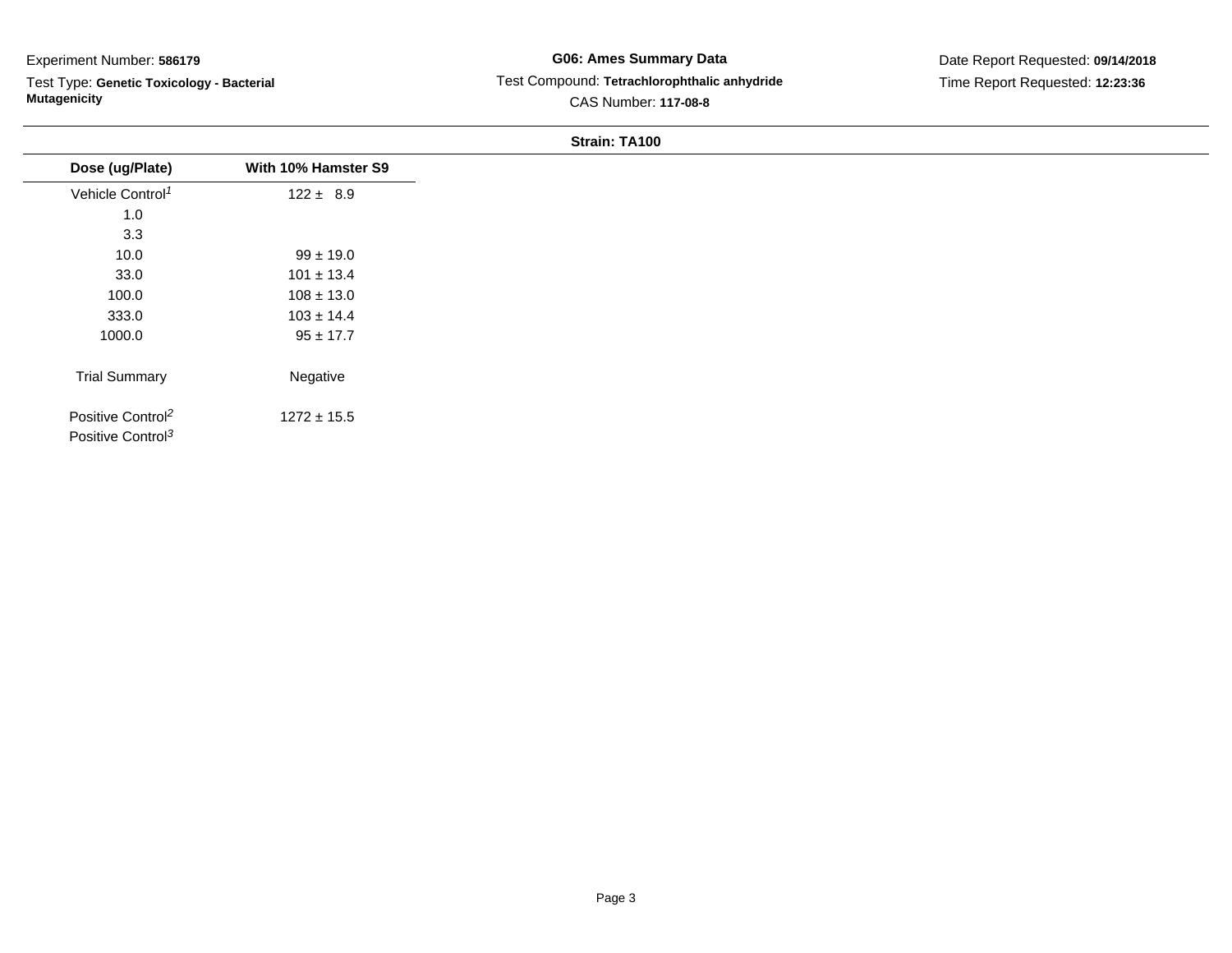Experiment Number: **586179**

Test Type: **Genetic Toxicology - Bacterial Mutagenicity**

**G06: Ames Summary Data**

Test Compound: **Tetrachlorophthalic anhydride**

CAS Number: **117-08-8**

Date Report Requested: **09/14/2018**

Time Report Requested: **12:23:36**

**Strain: TA100**

| Dose (ug/Plate) | With 10% Hamster S9 |
|---|---|
| Vehicle Control[1] | 122 ± 8.9 |
| 1.0 | |
| 3.3 | |
| 10.0 | 99 ± 19.0 |
| 33.0 | 101 ± 13.4 |
| 100.0 | 108 ± 13.0 |
| 333.0 | 103 ± 14.4 |
| 1000.0 | 95 ± 17.7 |
| Trial Summary | Negative |
| Positive Control[2] | 1272 ± 15.5 |
| Positive Control[3] | |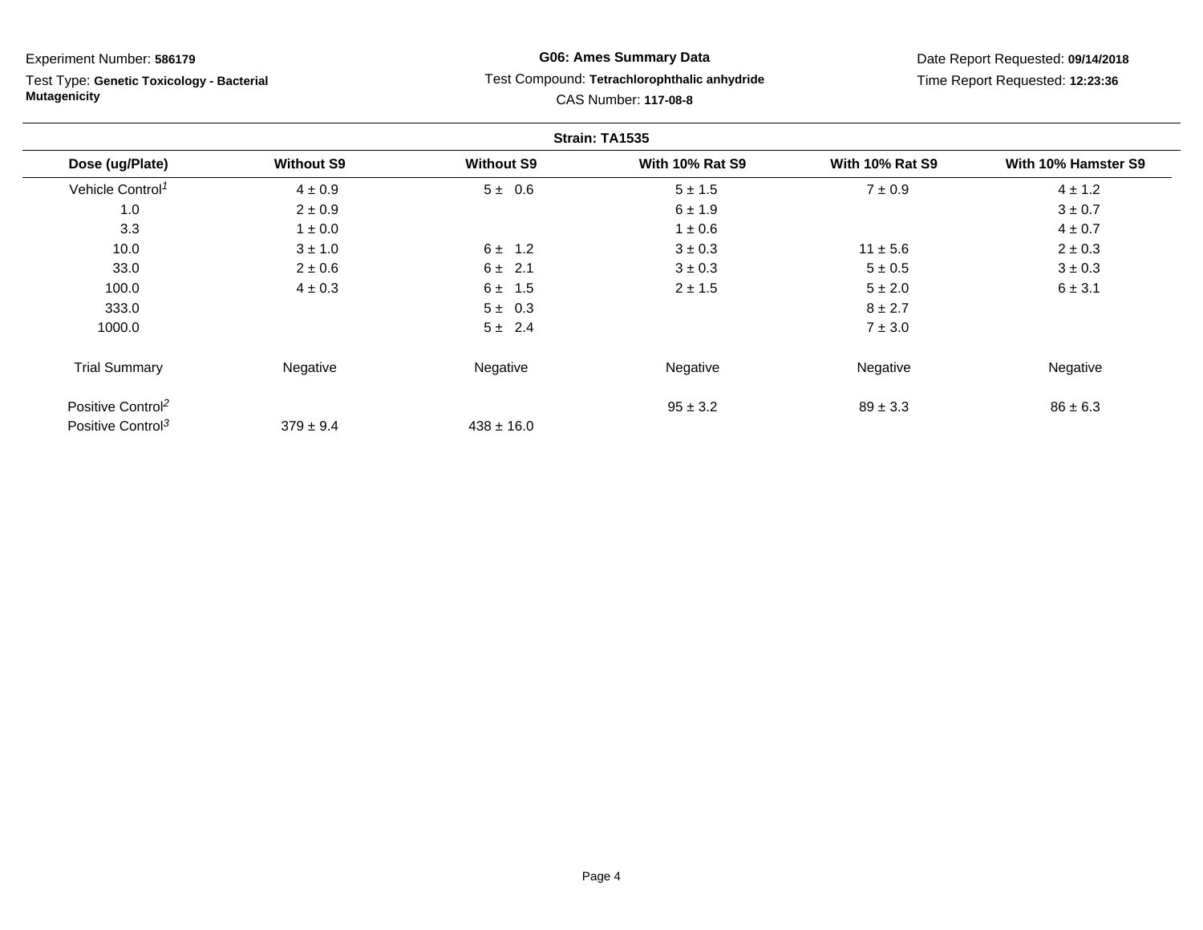Experiment Number: **586179**

Test Type: **Genetic Toxicology - Bacterial Mutagenicity**

**G06: Ames Summary Data**

Test Compound: **Tetrachlorophthalic anhydride**

CAS Number: **117-08-8**

Date Report Requested: **09/14/2018**

Time Report Requested: **12:23:36**

**Strain: TA1535**

| Dose (ug/Plate) | Without S9 | Without S9 | With 10% Rat S9 | With 10% Rat S9 | With 10% Hamster S9 |
|---|---|---|---|---|---|
| Vehicle Control[1] | 4 ± 0.9 | 5 ± 0.6 | 5 ± 1.5 | 7 ± 0.9 | 4 ± 1.2 |
| 1.0 | 2 ± 0.9 | | 6 ± 1.9 | | 3 ± 0.7 |
| 3.3 | 1 ± 0.0 | | 1 ± 0.6 | | 4 ± 0.7 |
| 10.0 | 3 ± 1.0 | 6 ± 1.2 | 3 ± 0.3 | 11 ± 5.6 | 2 ± 0.3 |
| 33.0 | 2 ± 0.6 | 6 ± 2.1 | 3 ± 0.3 | 5 ± 0.5 | 3 ± 0.3 |
| 100.0 | 4 ± 0.3 | 6 ± 1.5 | 2 ± 1.5 | 5 ± 2.0 | 6 ± 3.1 |
| 333.0 | | 5 ± 0.3 | | 8 ± 2.7 | |
| 1000.0 | | 5 ± 2.4 | | 7 ± 3.0 | |
| Trial Summary | Negative | Negative | Negative | Negative | Negative |
| Positive Control[2] | | | 95 ± 3.2 | 89 ± 3.3 | 86 ± 6.3 |
| Positive Control[3] | 379 ± 9.4 | 438 ± 16.0 | | | |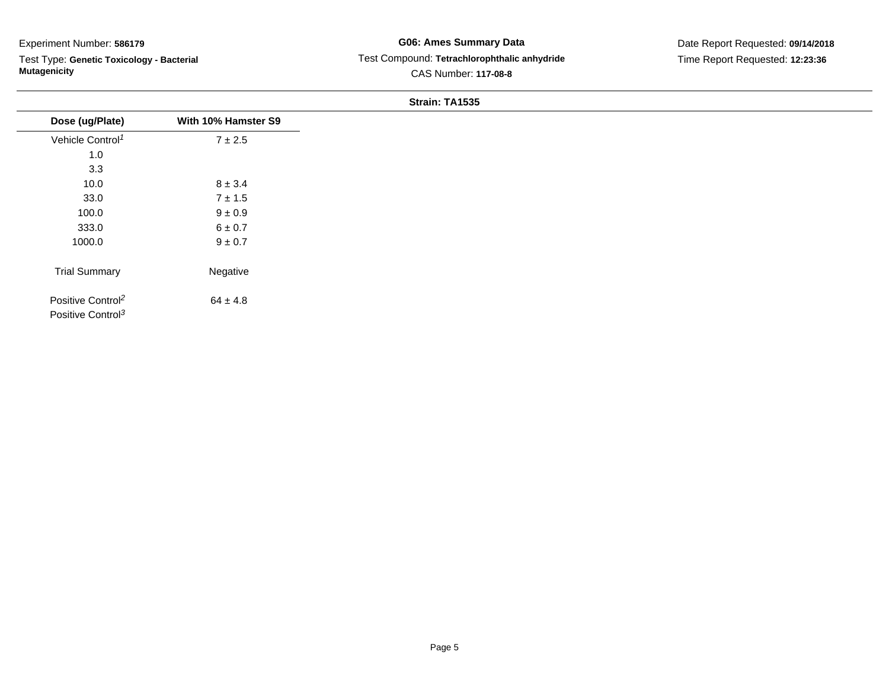Experiment Number: **586179**

Test Type: **Genetic Toxicology - Bacterial Mutagenicity**

**G06: Ames Summary Data**

Test Compound: **Tetrachlorophthalic anhydride**

CAS Number: **117-08-8**

Date Report Requested: **09/14/2018**

Time Report Requested: **12:23:36**

**Strain: TA1535**

| Dose (ug/Plate) | With 10% Hamster S9 |
|---|---|
| Vehicle Control[1] | 7 ± 2.5 |
| 1.0 | |
| 3.3 | |
| 10.0 | 8 ± 3.4 |
| 33.0 | 7 ± 1.5 |
| 100.0 | 9 ± 0.9 |
| 333.0 | 6 ± 0.7 |
| 1000.0 | 9 ± 0.7 |
| Trial Summary | Negative |
| Positive Control[2] | 64 ± 4.8 |
| Positive Control[3] | |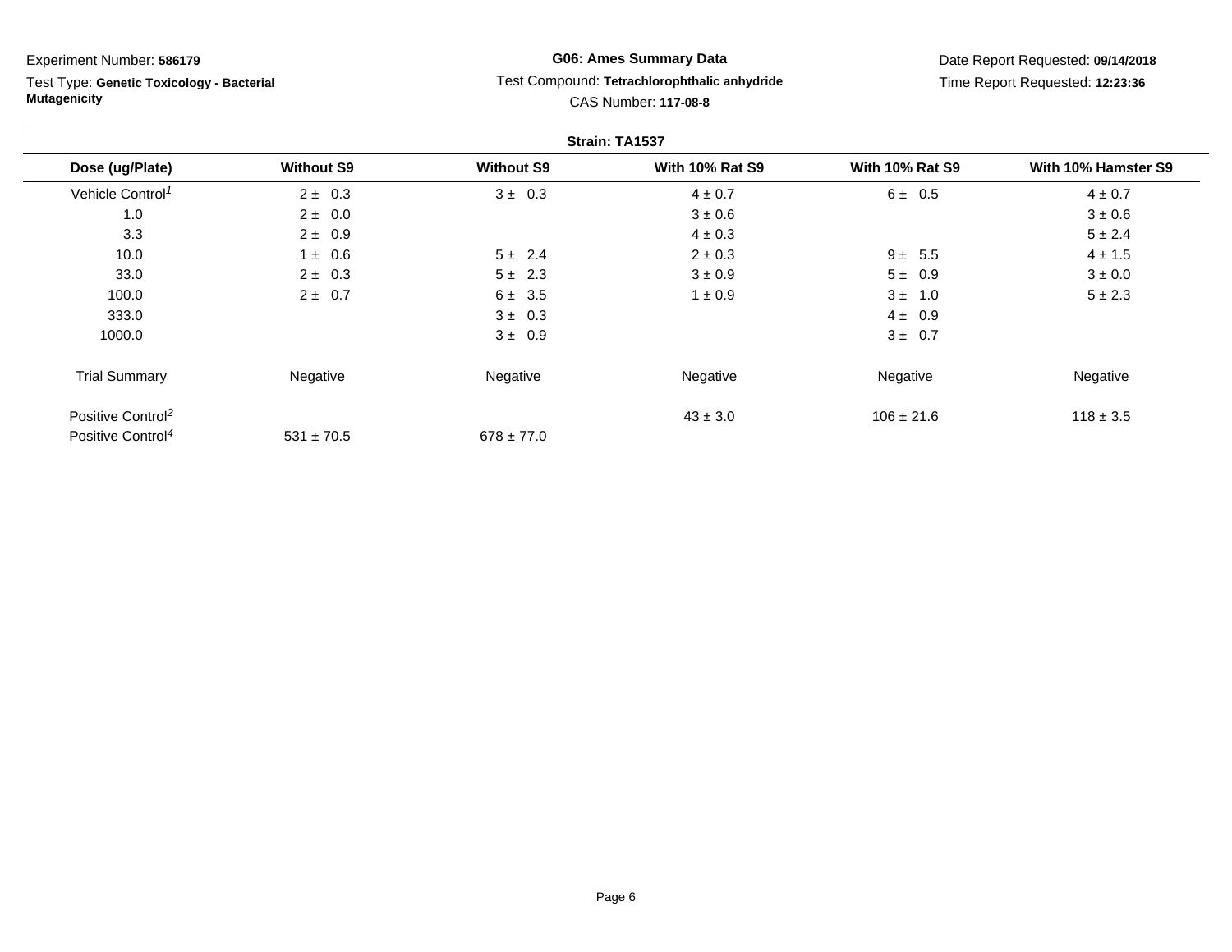Experiment Number: **586179**

Test Type: **Genetic Toxicology - Bacterial Mutagenicity**

**G06: Ames Summary Data**

Test Compound: **Tetrachlorophthalic anhydride**

CAS Number: **117-08-8**

Date Report Requested: **09/14/2018**

Time Report Requested: **12:23:36**

**Strain: TA1537**

| Dose (ug/Plate) | Without S9 | Without S9 | With 10% Rat S9 | With 10% Rat S9 | With 10% Hamster S9 |
|---|---|---|---|---|---|
| Vehicle Control[1] | 2 ± 0.3 | 3 ± 0.3 | 4 ± 0.7 | 6 ± 0.5 | 4 ± 0.7 |
| 1.0 | 2 ± 0.0 | | 3 ± 0.6 | | 3 ± 0.6 |
| 3.3 | 2 ± 0.9 | | 4 ± 0.3 | | 5 ± 2.4 |
| 10.0 | 1 ± 0.6 | 5 ± 2.4 | 2 ± 0.3 | 9 ± 5.5 | 4 ± 1.5 |
| 33.0 | 2 ± 0.3 | 5 ± 2.3 | 3 ± 0.9 | 5 ± 0.9 | 3 ± 0.0 |
| 100.0 | 2 ± 0.7 | 6 ± 3.5 | 1 ± 0.9 | 3 ± 1.0 | 5 ± 2.3 |
| 333.0 | | 3 ± 0.3 | | 4 ± 0.9 | |
| 1000.0 | | 3 ± 0.9 | | 3 ± 0.7 | |
| Trial Summary | Negative | Negative | Negative | Negative | Negative |
| Positive Control[2] | | | 43 ± 3.0 | 106 ± 21.6 | 118 ± 3.5 |
| Positive Control[4] | 531 ± 70.5 | 678 ± 77.0 | | | |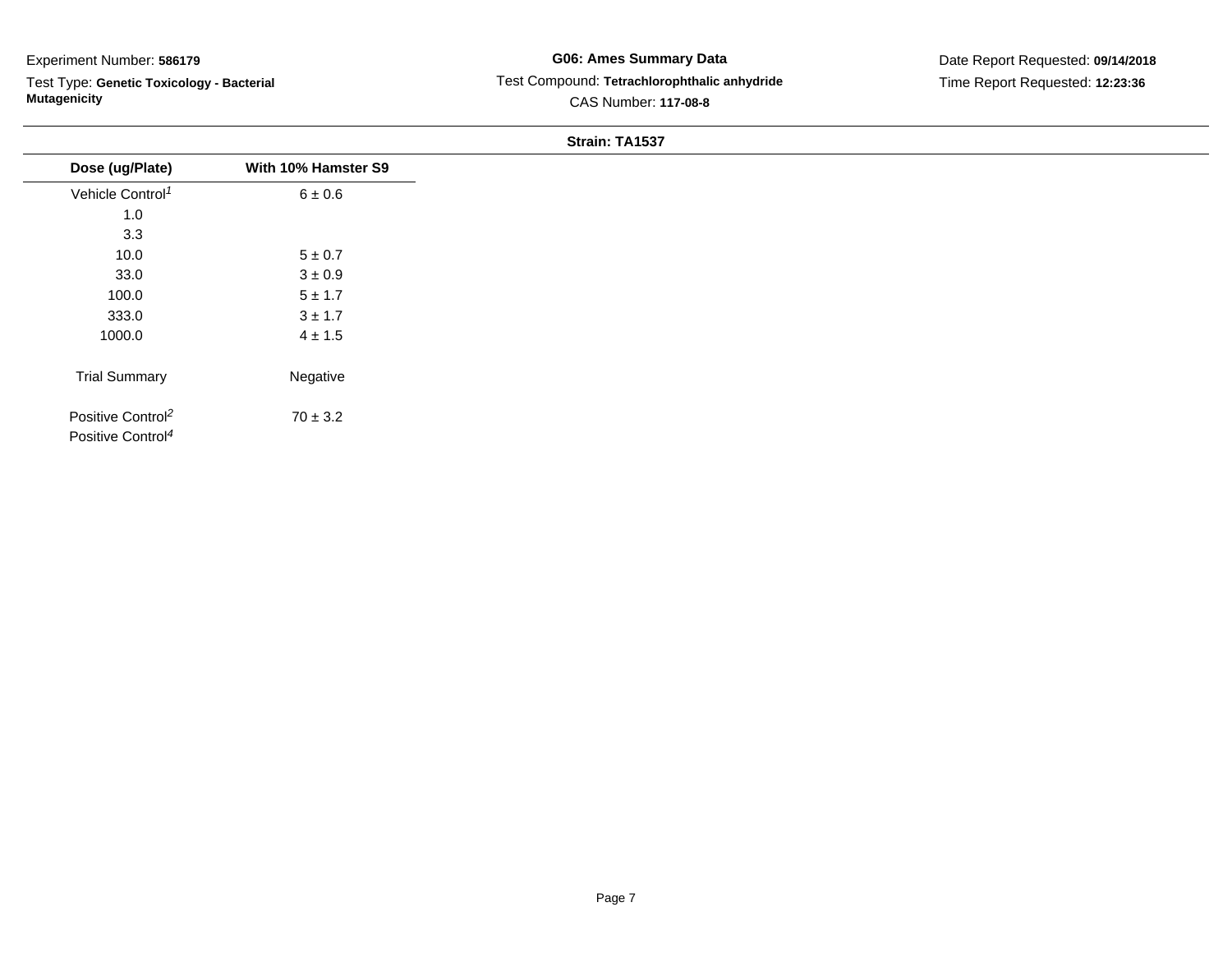Experiment Number: **586179**

Test Type: **Genetic Toxicology - Bacterial Mutagenicity**

**G06: Ames Summary Data**

Test Compound: **Tetrachlorophthalic anhydride**

CAS Number: **117-08-8**

Date Report Requested: **09/14/2018**

Time Report Requested: **12:23:36**

**Strain: TA1537**

| Dose (ug/Plate) | With 10% Hamster S9 |
|---|---|
| Vehicle Control[1] | 6 ± 0.6 |
| 1.0 | |
| 3.3 | |
| 10.0 | 5 ± 0.7 |
| 33.0 | 3 ± 0.9 |
| 100.0 | 5 ± 1.7 |
| 333.0 | 3 ± 1.7 |
| 1000.0 | 4 ± 1.5 |
| Trial Summary | Negative |
| Positive Control[2] | 70 ± 3.2 |
| Positive Control[4] | |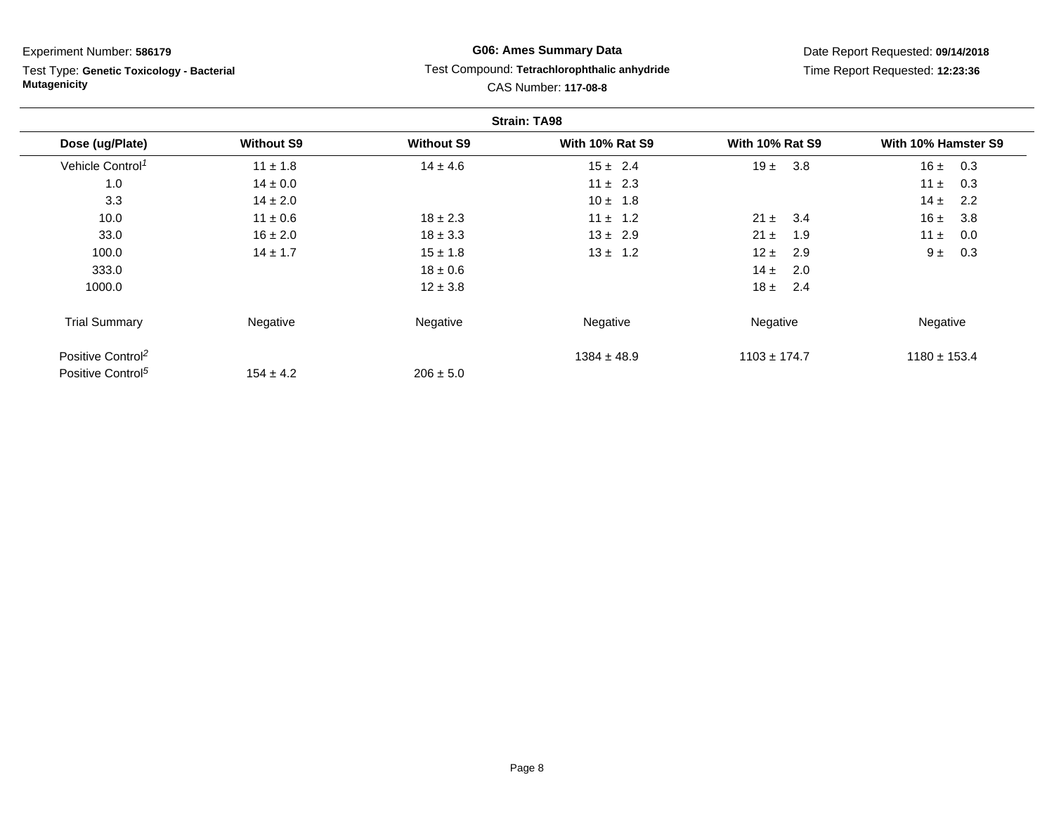Experiment Number: **586179**

Test Type: **Genetic Toxicology - Bacterial Mutagenicity**

**G06: Ames Summary Data**

Test Compound: **Tetrachlorophthalic anhydride**

CAS Number: **117-08-8**

Date Report Requested: **09/14/2018**

Time Report Requested: **12:23:36**

**Strain: TA98**

| Dose (ug/Plate) | Without S9 | Without S9 | With 10% Rat S9 | With 10% Rat S9 | With 10% Hamster S9 |
|---|---|---|---|---|---|
| Vehicle Control[1] | 11 ± 1.8 | 14 ± 4.6 | 15 ± 2.4 | 19 ± 3.8 | 16 ± 0.3 |
| 1.0 | 14 ± 0.0 | | 11 ± 2.3 | | 11 ± 0.3 |
| 3.3 | 14 ± 2.0 | | 10 ± 1.8 | | 14 ± 2.2 |
| 10.0 | 11 ± 0.6 | 18 ± 2.3 | 11 ± 1.2 | 21 ± 3.4 | 16 ± 3.8 |
| 33.0 | 16 ± 2.0 | 18 ± 3.3 | 13 ± 2.9 | 21 ± 1.9 | 11 ± 0.0 |
| 100.0 | 14 ± 1.7 | 15 ± 1.8 | 13 ± 1.2 | 12 ± 2.9 | 9 ± 0.3 |
| 333.0 | | 18 ± 0.6 | | 14 ± 2.0 | |
| 1000.0 | | 12 ± 3.8 | | 18 ± 2.4 | |
| Trial Summary | Negative | Negative | Negative | Negative | Negative |
| Positive Control[2] | | | 1384 ± 48.9 | 1103 ± 174.7 | 1180 ± 153.4 |
| Positive Control[5] | 154 ± 4.2 | 206 ± 5.0 | | | |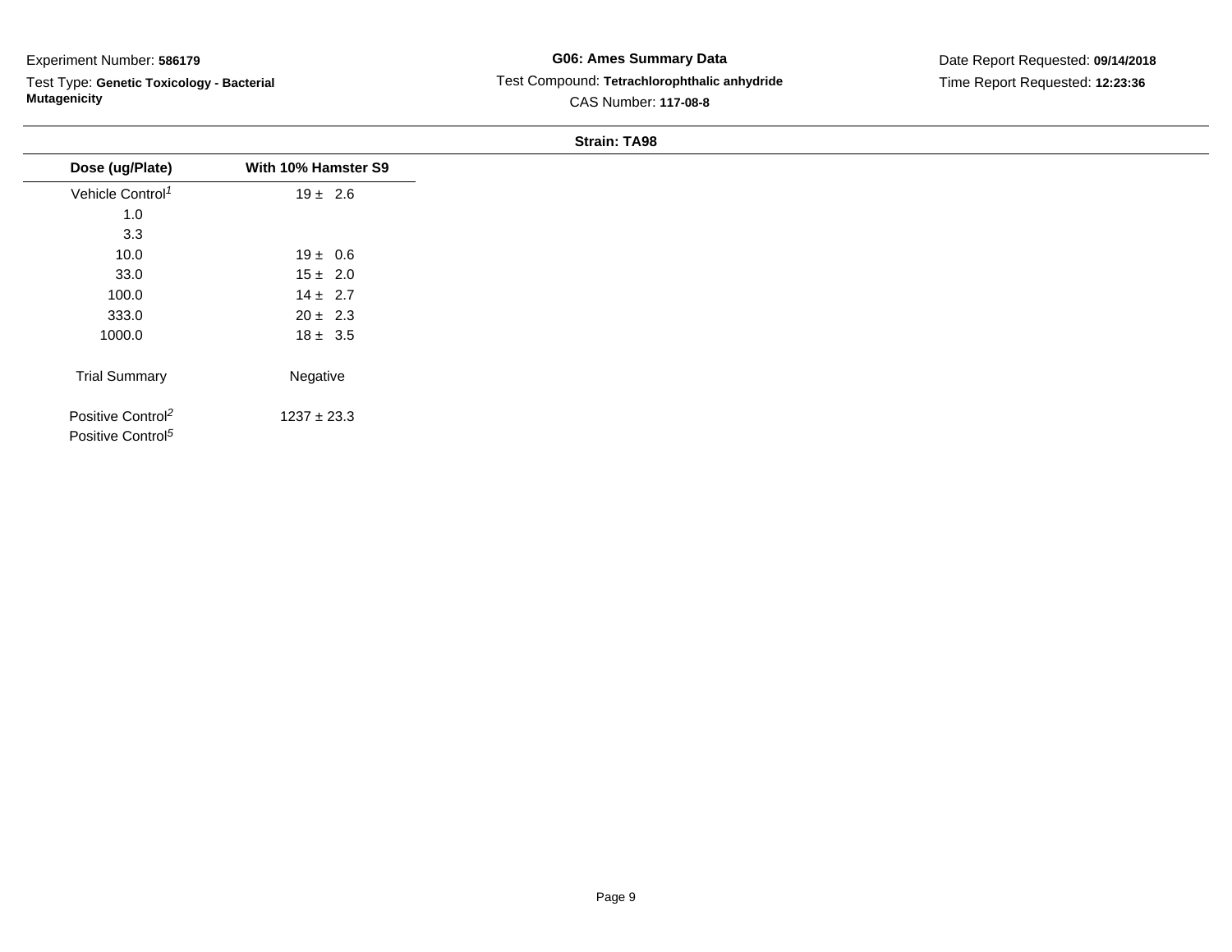Experiment Number: **586179**

Test Type: **Genetic Toxicology - Bacterial Mutagenicity**

**G06: Ames Summary Data**

Test Compound: **Tetrachlorophthalic anhydride**

CAS Number: **117-08-8**

Date Report Requested: **09/14/2018**

Time Report Requested: **12:23:36**

**Strain: TA98**

| Dose (ug/Plate) | With 10% Hamster S9 |
|---|---|
| Vehicle Control[1] | 19 ± 2.6 |
| 1.0 | |
| 3.3 | |
| 10.0 | 19 ± 0.6 |
| 33.0 | 15 ± 2.0 |
| 100.0 | 14 ± 2.7 |
| 333.0 | 20 ± 2.3 |
| 1000.0 | 18 ± 3.5 |
| Trial Summary | Negative |
| Positive Control[2] | 1237 ± 23.3 |
| Positive Control[5] | |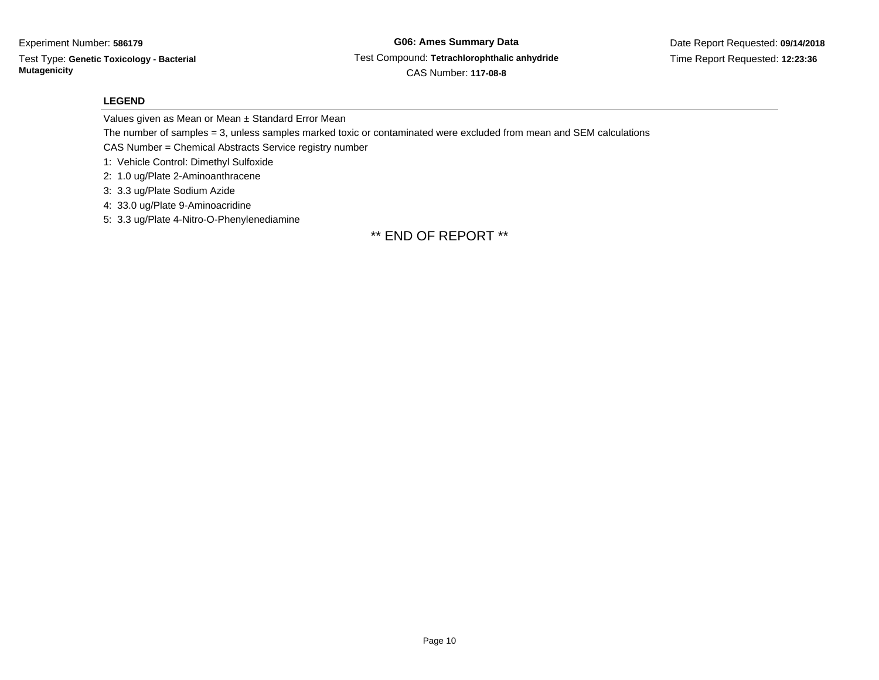Experiment Number: **586179**

Test Type: **Genetic Toxicology - Bacterial Mutagenicity**

**G06: Ames Summary Data**

Test Compound: **Tetrachlorophthalic anhydride**

CAS Number: **117-08-8**

Date Report Requested: **09/14/2018**

Time Report Requested: **12:23:36**

**LEGEND**

Values given as Mean or Mean ± Standard Error Mean

The number of samples = 3, unless samples marked toxic or contaminated were excluded from mean and SEM calculations

CAS Number = Chemical Abstracts Service registry number

1: Vehicle Control: Dimethyl Sulfoxide

2: 1.0 ug/Plate 2-Aminoanthracene

3: 3.3 ug/Plate Sodium Azide

4: 33.0 ug/Plate 9-Aminoacridine

5: 3.3 ug/Plate 4-Nitro-O-Phenylenediamine

** END OF REPORT **